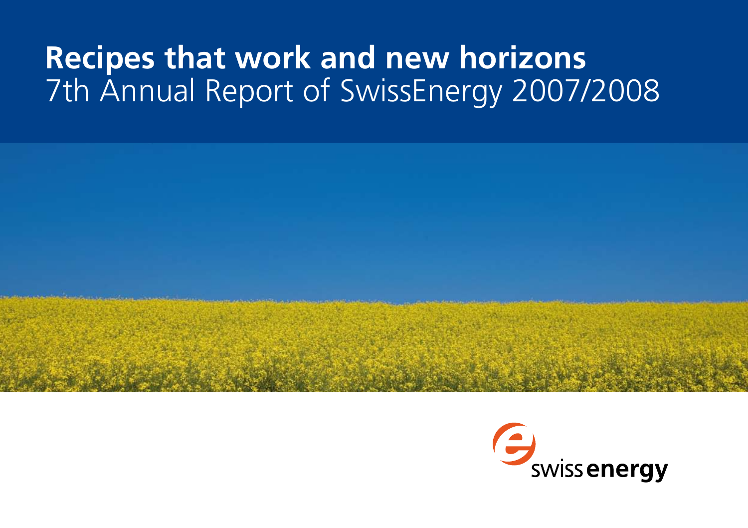# Recipes that work and new horizons

7th Annual Report of SwissEnergy 2007/2008

swiss energy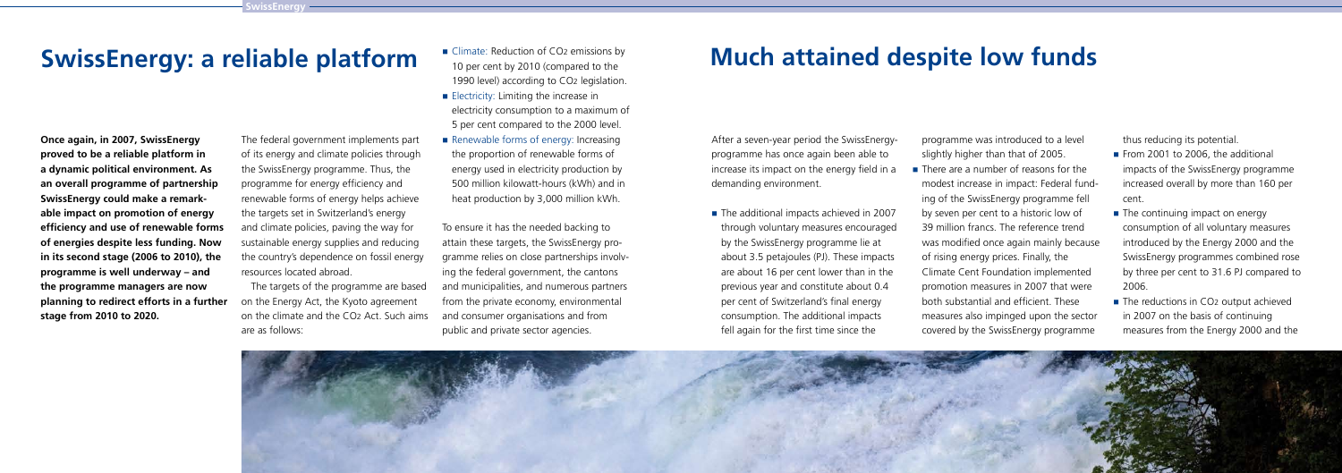# SwissEnergy: a reliable platform

**Once again, in 2007, SwissEnergy proved to be a reliable platform in a dynamic political environment. As an overall programme of partnership SwissEnergy could make a remarkable impact on promotion of energy efficiency and use of renewable forms of energies despite less funding. Now in its second stage (2006 to 2010), the programme is well underway – and the programme managers are now planning to redirect efforts in a further stage from 2010 to 2020.**

The federal government implements part of its energy and climate policies through the SwissEnergy programme. Thus, the programme for energy efficiency and renewable forms of energy helps achieve the targets set in Switzerland's energy and climate policies, paving the way for sustainable energy supplies and reducing the country's dependence on fossil energy resources located abroad.

The targets of the programme are based on the Energy Act, the Kyoto agreement on the climate and the $CO_2$ Act. Such aims are as follows:

- Climate: Reduction of $CO_2$ emissions by 10 per cent by 2010 (compared to the 1990 level) according to $CO_2$ legislation.
- Electricity: Limiting the increase in electricity consumption to a maximum of 5 per cent compared to the 2000 level.
- Renewable forms of energy: Increasing the proportion of renewable forms of energy used in electricity production by 500 million kilowatt-hours (kWh) and in heat production by 3,000 million kWh.

To ensure it has the needed backing to attain these targets, the SwissEnergy programme relies on close partnerships involving the federal government, the cantons and municipalities, and numerous partners from the private economy, environmental and consumer organisations and from public and private sector agencies.

# Much attained despite low funds

After a seven-year period the SwissEnergy-programme has once again been able to increase its impact on the energy field in a demanding environment.

- The additional impacts achieved in 2007 through voluntary measures encouraged by the SwissEnergy programme lie at about 3.5 petajoules (PJ). These impacts are about 16 per cent lower than in the previous year and constitute about 0.4 per cent of Switzerland's final energy consumption. The additional impacts fell again for the first time since the programme was introduced to a level slightly higher than that of 2005.
- There are a number of reasons for the modest increase in impact: Federal funding of the SwissEnergy programme fell by seven per cent to a historic low of 39 million francs. The reference trend was modified once again mainly because of rising energy prices. Finally, the Climate Cent Foundation implemented promotion measures in 2007 that were both substantial and efficient. These measures also impinged upon the sector covered by the SwissEnergy programme thus reducing its potential.
- From 2001 to 2006, the additional impacts of the SwissEnergy programme increased overall by more than 160 per cent.
- The continuing impact on energy consumption of all voluntary measures introduced by the Energy 2000 and the SwissEnergy programmes combined rose by three per cent to 31.6 PJ compared to 2006.
- The reductions in $CO_2$ output achieved in 2007 on the basis of continuing measures from the Energy 2000 and the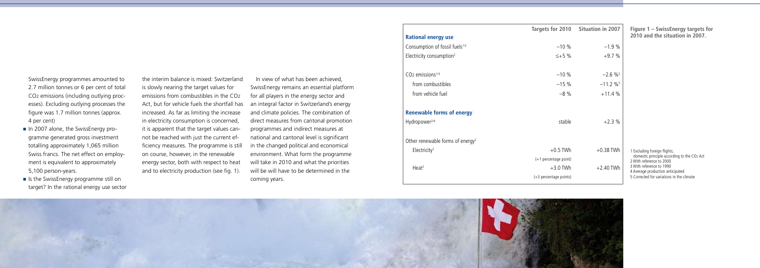SwissEnergy programmes amounted to 2.7 million tonnes or 6 per cent of total $CO_2$ emissions (including outlying processes). Excluding outlying processes the figure was 1.7 million tonnes (approx. 4 per cent)

- In 2007 alone, the SwissEnergy programme generated gross investment totalling approximately 1,065 million Swiss francs. The net effect on employment is equivalent to approximately 5,100 person-years.
- Is the SwissEnergy programme still on target? In the rational energy use sector the interim balance is mixed: Switzerland is slowly nearing the target values for emissions from combustibles in the $CO_2$ Act, but for vehicle fuels the shortfall has increased. As far as limiting the increase in electricity consumption is concerned, it is apparent that the target values cannot be reached with just the current efficiency measures. The programme is still on course, however, in the renewable energy sector, both with respect to heat and to electricity production (see fig. 1).

In view of what has been achieved, SwissEnergy remains an essential platform for all players in the energy sector and an integral factor in Switzerland's energy and climate policies. The combination of direct measures from cantonal promotion programmes and indirect measures at national and cantonal level is significant in the changed political and economical environment. What form the programme will take in 2010 and what the priorities will have to be determined in the coming years.

| | Targets for 2010 | Situation in 2007 |
|---|---|---|
| **Rational energy use** | | |
| Consumption of fossil fuels[1/2] | −10 % | −1.9 % |
| Electricity consumption[2] | ≤+5 % | +9.7 % |
| $CO_2$ emissions[1/3] | −10 % | −2.6 %[5] |
| from combustibles | −15 % | −11.2 %[5] |
| from vehicle fuel | −8 % | +11.4 % |
| **Renewable forms of energy** | | |
| Hydropower[2/4] | stable | +2.3 % |
| Other renewable forms of energy[2] | | |
| Electricity[2] | +0.5 TWh (+1 percentage point) | +0.38 TWh |
| Heat[2] | +3.0 TWh (+3 percentage points) | +2.40 TWh |

**Figure 1 – SwissEnergy targets for 2010 and the situation in 2007.**

1 Excluding foreign flights; domestic principle according to the $CO_2$ Act
2 With reference to 2000
3 With reference to 1990
4 Average production anticipated
5 Corrected for variations in the climate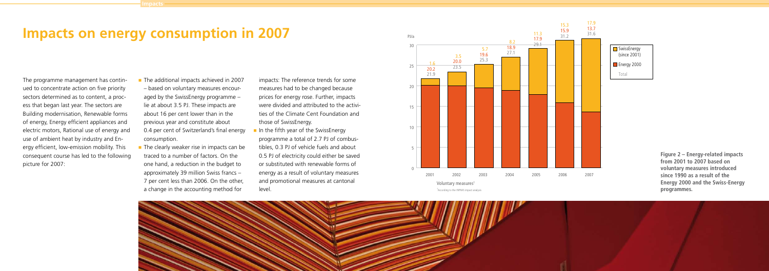# Impacts on energy consumption in 2007

The programme management has continued to concentrate action on five priority sectors determined as to content, a process that began last year. The sectors are Building modernisation, Renewable forms of energy, Energy efficient appliances and electric motors, Rational use of energy and use of ambient heat by industry and Energy efficient, low-emission mobility. This consequent course has led to the following picture for 2007:

- The additional impacts achieved in 2007 – based on voluntary measures encouraged by the SwissEnergy programme – lie at about 3.5 PJ. These impacts are about 16 per cent lower than in the previous year and constitute about 0.4 per cent of Switzerland's final energy consumption.
- The clearly weaker rise in impacts can be traced to a number of factors. On the one hand, a reduction in the budget to approximately 39 million Swiss francs – 7 per cent less than 2006. On the other, a change in the accounting method for impacts: The reference trends for some measures had to be changed because prices for energy rose. Further, impacts were divided and attributed to the activities of the Climate Cent Foundation and those of SwissEnergy.
- In the fifth year of the SwissEnergy programme a total of 2.7 PJ of combustibles, 0.3 PJ of vehicle fuels and about 0.5 PJ of electricity could either be saved or substituted with renewable forms of energy as a result of voluntary measures and promotional measures at cantonal level.

| PJ/a | 2001 | 2002 | 2003 | 2004 | 2005 | 2006 | 2007 |
|---|---|---|---|---|---|---|---|
| SwissEnergy (since 2001) | 1.6 | 3.5 | 5.7 | 8.2 | 11.3 | 15.3 | 17.9 |
| Energy 2000 | 20.2 | 20.0 | 19.6 | 18.9 | 17.9 | 15.9 | 13.7 |
| Total | 21.9 | 23.5 | 25.3 | 27.1 | 29.1 | 31.2 | 31.6 |

Voluntary measures[1]

[1] According to the INFRAS impact analysis

**Figure 2 – Energy-related impacts from 2001 to 2007 based on voluntary measures introduced since 1990 as a result of the Energy 2000 and the Swiss-Energy programmes.**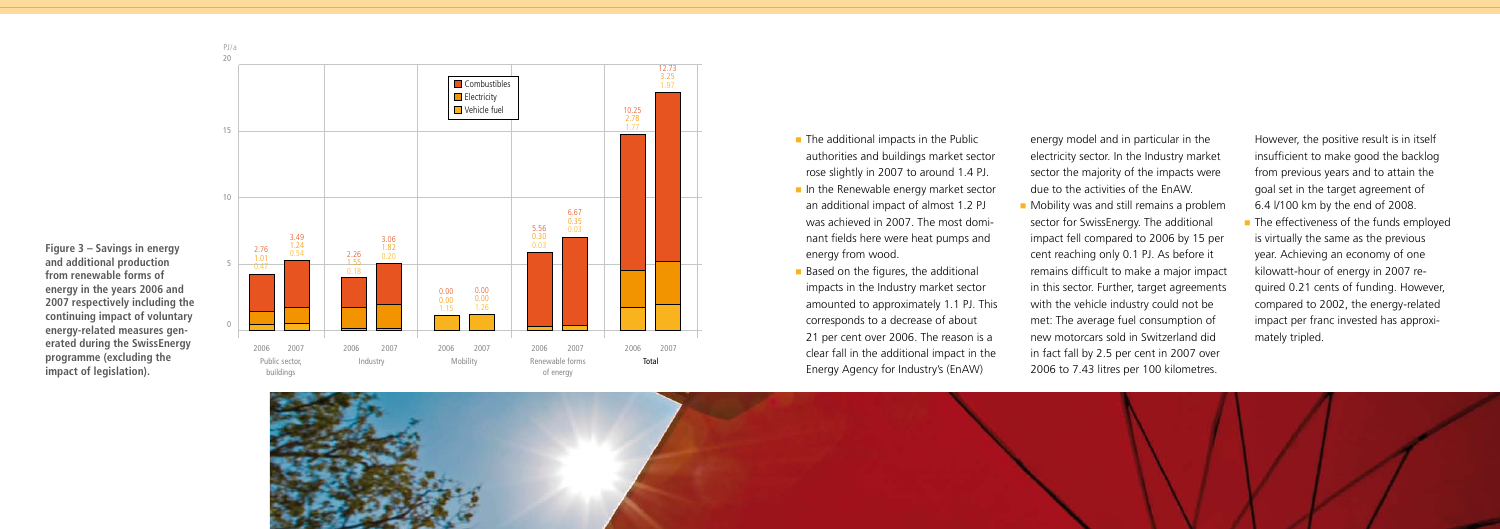**Figure 3 – Savings in energy and additional production from renewable forms of energy in the years 2006 and 2007 respectively including the continuing impact of voluntary energy-related measures generated during the SwissEnergy programme (excluding the impact of legislation).**

| PJ/a | Public sector, buildings 2006 | Public sector, buildings 2007 | Industry 2006 | Industry 2007 | Mobility 2006 | Mobility 2007 | Renewable forms of energy 2006 | Renewable forms of energy 2007 | Total 2006 | Total 2007 |
|---|---|---|---|---|---|---|---|---|---|---|
| Combustibles | 2.76 | 3.49 | 2.26 | 3.06 | 0.00 | 0.00 | 5.56 | 6.67 | 10.25 | 12.73 |
| Electricity | 1.01 | 1.24 | 1.55 | 1.82 | 0.00 | 0.00 | 0.30 | 0.35 | 2.78 | 3.25 |
| Vehicle fuel | 0.47 | 0.54 | 0.18 | 0.20 | 1.15 | 1.26 | 0.03 | 0.03 | 1.77 | 1.97 |

- The additional impacts in the Public authorities and buildings market sector rose slightly in 2007 to around 1.4 PJ.
- In the Renewable energy market sector an additional impact of almost 1.2 PJ was achieved in 2007. The most dominant fields here were heat pumps and energy from wood.
- Based on the figures, the additional impacts in the Industry market sector amounted to approximately 1.1 PJ. This corresponds to a decrease of about 21 per cent over 2006. The reason is a clear fall in the additional impact in the Energy Agency for Industry's (EnAW) energy model and in particular in the electricity sector. In the Industry market sector the majority of the impacts were due to the activities of the EnAW.
- Mobility was and still remains a problem sector for SwissEnergy. The additional impact fell compared to 2006 by 15 per cent reaching only 0.1 PJ. As before it remains difficult to make a major impact in this sector. Further, target agreements with the vehicle industry could not be met: The average fuel consumption of new motorcars sold in Switzerland did in fact fall by 2.5 per cent in 2007 over 2006 to 7.43 litres per 100 kilometres. However, the positive result is in itself insufficient to make good the backlog from previous years and to attain the goal set in the target agreement of 6.4 l/100 km by the end of 2008.
- The effectiveness of the funds employed is virtually the same as the previous year. Achieving an economy of one kilowatt-hour of energy in 2007 required 0.21 cents of funding. However, compared to 2002, the energy-related impact per franc invested has approximately tripled.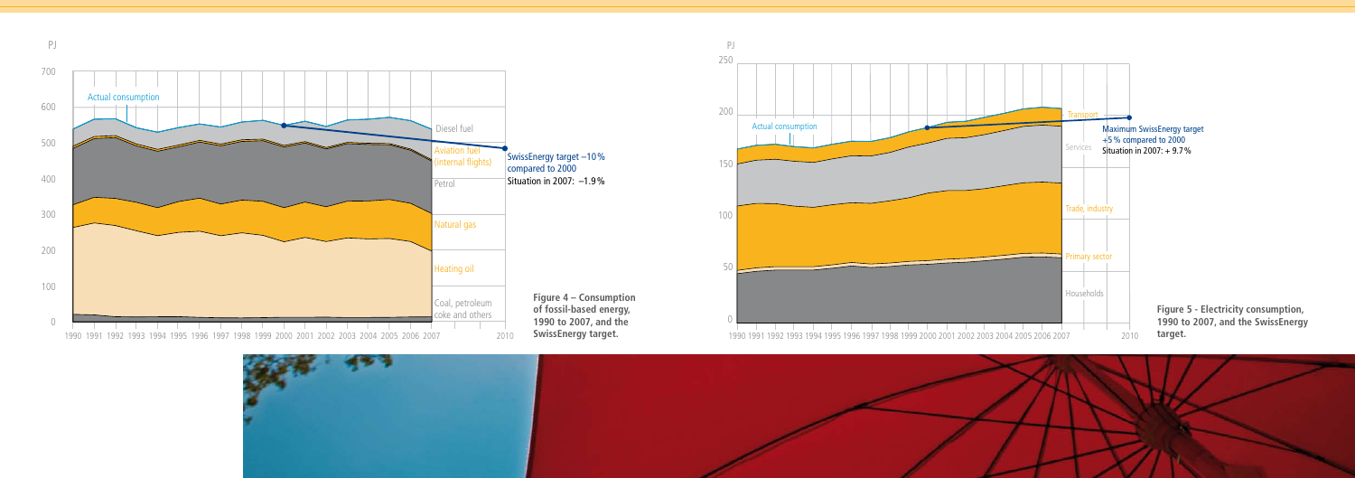**Figure 4 – Consumption of fossil-based energy, 1990 to 2007, and the SwissEnergy target.**

**Figure 5 - Electricity consumption, 1990 to 2007, and the SwissEnergy target.**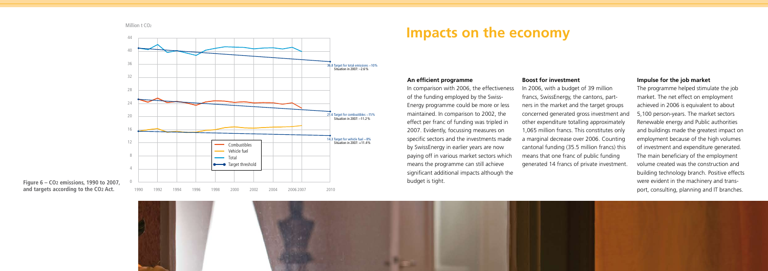# Impacts on the economy

Figure 6 – $CO_2$ emissions, 1990 to 2007, and targets according to the $CO_2$ Act.

### An efficient programme

In comparison with 2006, the effectiveness of the funding employed by the Swiss-Energy programme could be more or less maintained. In comparison to 2002, the effect per franc of funding was tripled in 2007. Evidently, focussing measures on specific sectors and the investments made by SwissEnergy in earlier years are now paying off in various market sectors which means the programme can still achieve significant additional impacts although the budget is tight.

### Boost for investment

In 2006, with a budget of 39 million francs, SwissEnergy, the cantons, partners in the market and the target groups concerned generated gross investment and other expenditure totalling approximately 1,065 million francs. This constitutes only a marginal decrease over 2006. Counting cantonal funding (35.5 million francs) this means that one franc of public funding generated 14 francs of private investment.

### Impulse for the job market

The programme helped stimulate the job market. The net effect on employment achieved in 2006 is equivalent to about 5,100 person-years. The market sectors Renewable energy and Public authorities and buildings made the greatest impact on employment because of the high volumes of investment and expenditure generated. The main beneficiary of the employment volume created was the construction and building technology branch. Positive effects were evident in the machinery and transport, consulting, planning and IT branches.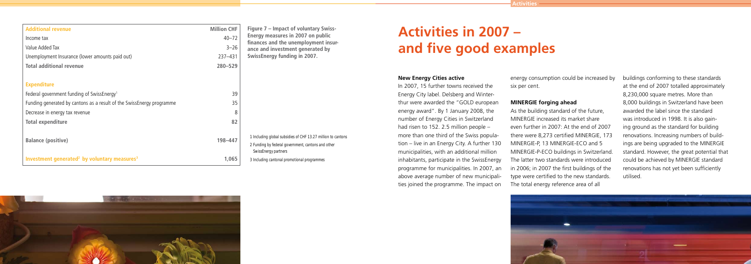| Additional revenue | Million CHF |
|---|---|
| Income tax | 40–72 |
| Value Added Tax | 3–26 |
| Unemployment Insurance (lower amounts paid out) | 237–431 |
| **Total additional revenue** | **280–529** |
| | |
| **Expenditure** | |
| Federal government funding of SwissEnergy[1] | 39 |
| Funding generated by cantons as a result of the SwissEnergy programme | 35 |
| Decrease in energy tax revenue | 8 |
| **Total expenditure** | **82** |
| | |
| **Balance (positive)** | **198–447** |
| | |
| **Investment generated[2] by voluntary measures[3]** | **1,065** |

**Figure 7 – Impact of voluntary SwissEnergy measures in 2007 on public finances and the unemployment insurance and investment generated by SwissEnergy funding in 2007.**

1 Including global subsidies of CHF 13.27 million to cantons

2 Funding by federal government, cantons and other SwissEnergy partners

3 Including cantonal promotional programmes

# Activities in 2007 – and five good examples

**New Energy Cities active**

In 2007, 15 further towns received the Energy City label. Delsberg and Winterthur were awarded the "GOLD european energy award". By 1 January 2008, the number of Energy Cities in Switzerland had risen to 152. 2.5 million people – more than one third of the Swiss population – live in an Energy City. A further 130 municipalities, with an additional million inhabitants, participate in the SwissEnergy programme for municipalities. In 2007, an above average number of new municipalities joined the programme. The impact on energy consumption could be increased by six per cent.

**MINERGIE forging ahead**

As the building standard of the future, MINERGIE increased its market share even further in 2007: At the end of 2007 there were 8,273 certified MINERGIE, 173 MINERGIE-P, 13 MINERGIE-ECO and 5 MINERGIE-P-ECO buildings in Switzerland. The latter two standards were introduced in 2006; in 2007 the first buildings of the type were certified to the new standards. The total energy reference area of all buildings conforming to these standards at the end of 2007 totalled approximately 8,230,000 square metres. More than 8,000 buildings in Switzerland have been awarded the label since the standard was introduced in 1998. It is also gaining ground as the standard for building renovations. Increasing numbers of buildings are being upgraded to the MINERGIE standard. However, the great potential that could be achieved by MINERGIE standard renovations has not yet been sufficiently utilised.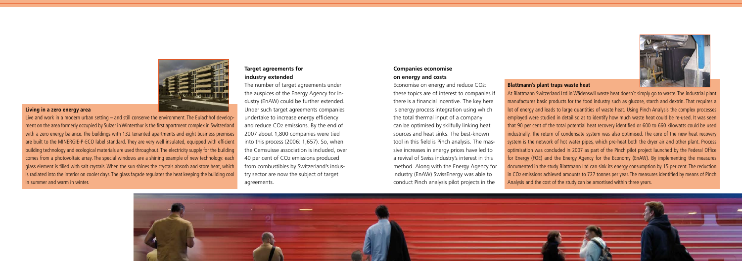### Living in a zero energy area

Live and work in a modern urban setting – and still conserve the environment. The Eulachhof development on the area formerly occupied by Sulzer in Winterthur is the first apartment complex in Switzerland with a zero energy balance. The buildings with 132 tenanted apartments and eight business premises are built to the MINERGIE-P-ECO label standard. They are very well insulated, equipped with efficient building technology and ecological materials are used throughout. The electricity supply for the building comes from a photovoltaic array. The special windows are a shining example of new technology: each glass element is filled with salt crystals. When the sun shines the crystals absorb and store heat, which is radiated into the interior on cooler days. The glass façade regulates the heat keeping the building cool in summer and warm in winter.

## Target agreements for industry extended

The number of target agreements under the auspices of the Energy Agency for Industry (EnAW) could be further extended. Under such target agreements companies undertake to increase energy efficiency and reduce $CO_2$ emissions. By the end of 2007 about 1,800 companies were tied into this process (2006: 1,657). So, when the Cemsuisse association is included, over 40 per cent of $CO_2$ emissions produced from combustibles by Switzerland's industry sector are now the subject of target agreements.

## Companies economise on energy and costs

Economise on energy and reduce $CO_2$: these topics are of interest to companies if there is a financial incentive. The key here is energy process integration using which the total thermal input of a company can be optimised by skilfully linking heat sources and heat sinks. The best-known tool in this field is Pinch analysis. The massive increases in energy prices have led to a revival of Swiss industry's interest in this method. Along with the Energy Agency for Industry (EnAW) SwissEnergy was able to conduct Pinch analysis pilot projects in the

### Blattmann's plant traps waste heat

At Blattmann Switzerland Ltd in Wädenswil waste heat doesn't simply go to waste. The industrial plant manufactures basic products for the food industry such as glucose, starch and dextrin. That requires a lot of energy and leads to large quantities of waste heat. Using Pinch Analysis the complex processes employed were studied in detail so as to identify how much waste heat could be re-used. It was seen that 90 per cent of the total potential heat recovery identified or 600 to 660 kilowatts could be used industrially. The return of condensate system was also optimised. The core of the new heat recovery system is the network of hot water pipes, which pre-heat both the dryer air and other plant. Process optimisation was concluded in 2007 as part of the Pinch pilot project launched by the Federal Office for Energy (FOE) and the Energy Agency for the Economy (EnAW). By implementing the measures documented in the study Blattmann Ltd can sink its energy consumption by 15 per cent. The reduction in $CO_2$ emissions achieved amounts to 727 tonnes per year. The measures identified by means of Pinch Analysis and the cost of the study can be amortised within three years.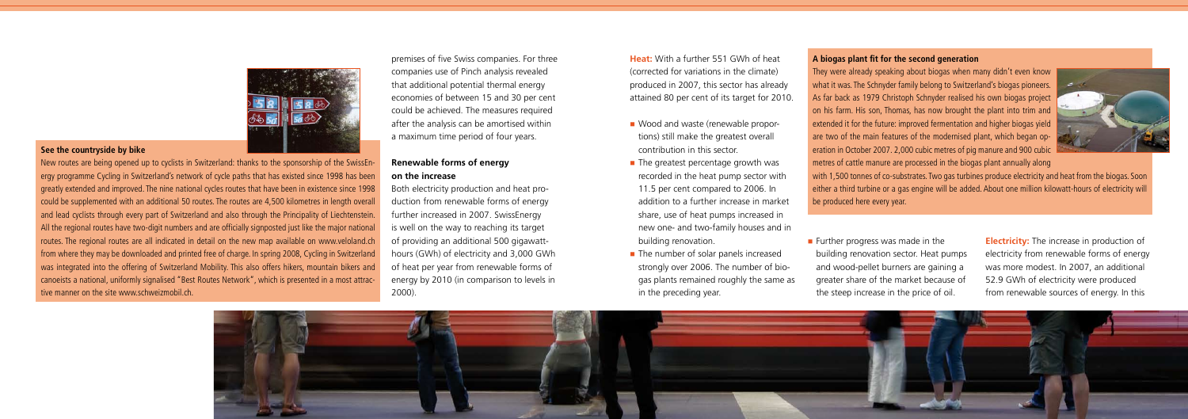### See the countryside by bike

New routes are being opened up to cyclists in Switzerland: thanks to the sponsorship of the SwissEnergy programme Cycling in Switzerland's network of cycle paths that has existed since 1998 has been greatly extended and improved. The nine national cycles routes that have been in existence since 1998 could be supplemented with an additional 50 routes. The routes are 4,500 kilometres in length overall and lead cyclists through every part of Switzerland and also through the Principality of Liechtenstein. All the regional routes have two-digit numbers and are officially signposted just like the major national routes. The regional routes are all indicated in detail on the new map available on www.veloland.ch from where they may be downloaded and printed free of charge. In spring 2008, Cycling in Switzerland was integrated into the offering of Switzerland Mobility. This also offers hikers, mountain bikers and canoeists a national, uniformly signalised "Best Routes Network", which is presented in a most attractive manner on the site www.schweizmobil.ch.

premises of five Swiss companies. For three companies use of Pinch analysis revealed that additional potential thermal energy economies of between 15 and 30 per cent could be achieved. The measures required after the analysis can be amortised within a maximum time period of four years.

## Renewable forms of energy on the increase

Both electricity production and heat production from renewable forms of energy further increased in 2007. SwissEnergy is well on the way to reaching its target of providing an additional 500 gigawatt-hours (GWh) of electricity and 3,000 GWh of heat per year from renewable forms of energy by 2010 (in comparison to levels in 2000).

**Heat:** With a further 551 GWh of heat (corrected for variations in the climate) produced in 2007, this sector has already attained 80 per cent of its target for 2010.

- Wood and waste (renewable proportions) still make the greatest overall contribution in this sector.
- The greatest percentage growth was recorded in the heat pump sector with 11.5 per cent compared to 2006. In addition to a further increase in market share, use of heat pumps increased in new one- and two-family houses and in building renovation.
- The number of solar panels increased strongly over 2006. The number of biogas plants remained roughly the same as in the preceding year.
- Further progress was made in the building renovation sector. Heat pumps and wood-pellet burners are gaining a greater share of the market because of the steep increase in the price of oil.

**Electricity:** The increase in production of electricity from renewable forms of energy was more modest. In 2007, an additional 52.9 GWh of electricity were produced from renewable sources of energy. In this

### A biogas plant fit for the second generation

They were already speaking about biogas when many didn't even know what it was. The Schnyder family belong to Switzerland's biogas pioneers. As far back as 1979 Christoph Schnyder realised his own biogas project on his farm. His son, Thomas, has now brought the plant into trim and extended it for the future: improved fermentation and higher biogas yield are two of the main features of the modernised plant, which began operation in October 2007. 2,000 cubic metres of pig manure and 900 cubic metres of cattle manure are processed in the biogas plant annually along with 1,500 tonnes of co-substrates. Two gas turbines produce electricity and heat from the biogas. Soon either a third turbine or a gas engine will be added. About one million kilowatt-hours of electricity will be produced here every year.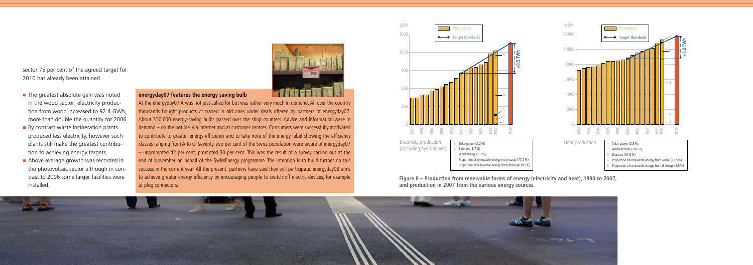sector 75 per cent of the agreed target for 2010 has already been attained.

- The greatest absolute gain was noted in the wood sector; electricity production from wood increased to 92.4 GWh, more than double the quantity for 2006.
- By contrast waste incineration plants produced less electricity, however such plants still make the greatest contribution to achieving energy targets.
- Above average growth was recorded in the photovoltaic sector although in contrast to 2006 some larger facilities were installed.

**energyday07 features the energy saving bulb**

At the energyday07 A was not just called for but was rather very much in demand. All over the country thousands bought products or traded in old ones under deals offered by partners of energyday07. About 350,000 energy-saving bulbs passed over the shop counters. Advice and information were in demand – on the hotline, via Internet and at customer centres. Consumers were successfully motivated to contribute to greater energy efficiency and to take note of the energy label showing the efficiency classes ranging from A to G. Seventy-two per cent of the Swiss population were aware of energyday07 – unprompted 42 per cent, prompted 30 per cent. This was the result of a survey carried out at the end of November on behalf of the SwissEnergy programme. The intention is to build further on this success in the current year. All the present partners have said they will participate. energyday08 aims to achieve greater energy efficiency by encouraging people to switch off electric devices, for example at plug connectors.

Electricity production (excluding hydropower)

1. Solar power (2.2 %)
2. Biomass (9.7 %)
3. Wind energy (1.3 %)
4. Proportion of renewable energy from waste (77.2 %)
5. Proportion of renewable energy from drainage (9.6 %)

Heat production

1. Solar power (2.8 %)
2. Ambient heat (18.6 %)
3. Biomass (54.6 %)
4. Proportion of renewable energy from waste (21.5 %)
5. Proportion of renewable energy from drainage (2.5 %)

**Figure 8 – Production from renewable forms of energy (electricity and heat), 1990 to 2007, and production in 2007 from the various energy sources.**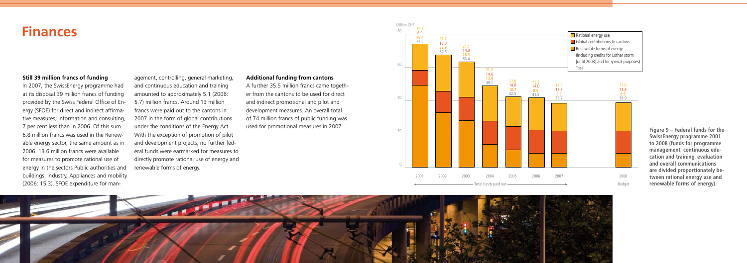# Finances

### Still 39 million francs of funding

In 2007, the SwissEnergy programme had at its disposal 39 million francs of funding provided by the Swiss Federal Office of Energy (SFOE) for direct and indirect affirmative measures, information and consulting, 7 per cent less than in 2006. Of this sum 6.8 million francs was used in the Renewable energy sector, the same amount as in 2006. 13.6 million francs were available for measures to promote rational use of energy in the sectors Public authorities and buildings, Industry, Appliances and mobility (2006: 15.3). SFOE expenditure for management, controlling, general marketing, and continuous education and training amounted to approximately 5.1 (2006: 5.7) million francs. Around 13 million francs were paid out to the cantons in 2007 in the form of global contributions under the conditions of the Energy Act. With the exception of promotion of pilot and development projects, no further federal funds were earmarked for measures to directly promote rational use of energy and renewable forms of energy.

### Additional funding from cantons

A further 35.5 million francs came together from the cantons to be used for direct and indirect promotional and pilot and development measures. An overall total of 74 million francs of public funding was used for promotional measures in 2007.

Million CHF

| Year | Rational energy use | Global contributions to cantons | Renewable forms of energy (including credits for Lothar storm [until 2003] and for special purposes) | Total |
|---|---|---|---|---|
| 2001 | 15.7 | 8.9 | 49.4 | 74.0 |
| 2002 | 21.7 | 13.0 | 32.9 | 67.6 |
| 2003 | 21.1 | 14.0 | 28.3 | 63.4 |
| 2004 | 21.2 | 14.0 | 13.9 | 49.1 |
| 2005 | 17.8 | 14.0 | 10.7 | 42.5 |
| 2006 | 19.3 | 14.0 | 8.5 | 41.8 |
| 2007 | 17.0 | 13.3 | 8.5 | 38.7 |
| 2008 (Budget) | 17.0 | 13.4 | 8.5 | 38.9 |

Total funds paid out: 2001–2007

**Figure 9 – Federal funds for the SwissEnergy programme 2001 to 2008 (funds for programme management, continuous education and training, evaluation and overall communications are divided proportionately between rational energy use and renewable forms of energy).**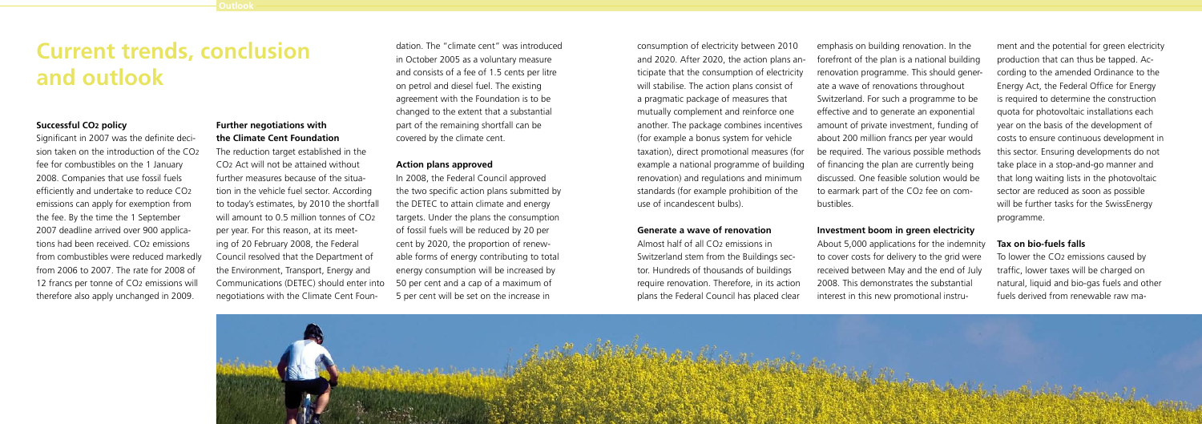# Current trends, conclusion and outlook

### Successful $CO_2$ policy

Significant in 2007 was the definite decision taken on the introduction of the $CO_2$ fee for combustibles on the 1 January 2008. Companies that use fossil fuels efficiently and undertake to reduce $CO_2$ emissions can apply for exemption from the fee. By the time the 1 September 2007 deadline arrived over 900 applications had been received. $CO_2$ emissions from combustibles were reduced markedly from 2006 to 2007. The rate for 2008 of 12 francs per tonne of $CO_2$ emissions will therefore also apply unchanged in 2009.

### Further negotiations with the Climate Cent Foundation

The reduction target established in the $CO_2$ Act will not be attained without further measures because of the situation in the vehicle fuel sector. According to today's estimates, by 2010 the shortfall will amount to 0.5 million tonnes of $CO_2$ per year. For this reason, at its meeting of 20 February 2008, the Federal Council resolved that the Department of the Environment, Transport, Energy and Communications (DETEC) should enter into negotiations with the Climate Cent Foundation. The "climate cent" was introduced in October 2005 as a voluntary measure and consists of a fee of 1.5 cents per litre on petrol and diesel fuel. The existing agreement with the Foundation is to be changed to the extent that a substantial part of the remaining shortfall can be covered by the climate cent.

### Action plans approved

In 2008, the Federal Council approved the two specific action plans submitted by the DETEC to attain climate and energy targets. Under the plans the consumption of fossil fuels will be reduced by 20 per cent by 2020, the proportion of renewable forms of energy contributing to total energy consumption will be increased by 50 per cent and a cap of a maximum of 5 per cent will be set on the increase in consumption of electricity between 2010 and 2020. After 2020, the action plans anticipate that the consumption of electricity will stabilise. The action plans consist of a pragmatic package of measures that mutually complement and reinforce one another. The package combines incentives (for example a bonus system for vehicle taxation), direct promotional measures (for example a national programme of building renovation) and regulations and minimum standards (for example prohibition of the use of incandescent bulbs).

### Generate a wave of renovation

Almost half of all $CO_2$ emissions in Switzerland stem from the Buildings sector. Hundreds of thousands of buildings require renovation. Therefore, in its action plans the Federal Council has placed clear emphasis on building renovation. In the forefront of the plan is a national building renovation programme. This should generate a wave of renovations throughout Switzerland. For such a programme to be effective and to generate an exponential amount of private investment, funding of about 200 million francs per year would be required. The various possible methods of financing the plan are currently being discussed. One feasible solution would be to earmark part of the $CO_2$ fee on combustibles.

### Investment boom in green electricity

About 5,000 applications for the indemnity to cover costs for delivery to the grid were received between May and the end of July 2008. This demonstrates the substantial interest in this new promotional instrument and the potential for green electricity production that can thus be tapped. According to the amended Ordinance to the Energy Act, the Federal Office for Energy is required to determine the construction quota for photovoltaic installations each year on the basis of the development of costs to ensure continuous development in this sector. Ensuring developments do not take place in a stop-and-go manner and that long waiting lists in the photovoltaic sector are reduced as soon as possible will be further tasks for the SwissEnergy programme.

### Tax on bio-fuels falls

To lower the $CO_2$ emissions caused by traffic, lower taxes will be charged on natural, liquid and bio-gas fuels and other fuels derived from renewable raw ma-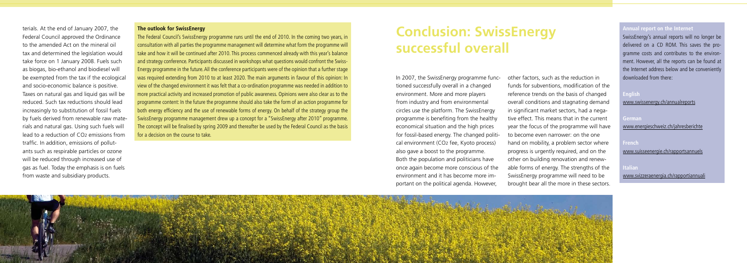terials. At the end of January 2007, the Federal Council approved the Ordinance to the amended Act on the mineral oil tax and determined the legislation would take force on 1 January 2008. Fuels such as biogas, bio-ethanol and biodiesel will be exempted from the tax if the ecological and socio-economic balance is positive. Taxes on natural gas and liquid gas will be reduced. Such tax reductions should lead increasingly to substitution of fossil fuels by fuels derived from renewable raw materials and natural gas. Using such fuels will lead to a reduction of $CO_2$ emissions from traffic. In addition, emissions of pollutants such as respirable particles or ozone will be reduced through increased use of gas as fuel. Today the emphasis is on fuels from waste and subsidiary products.

**The outlook for SwissEnergy**

The Federal Council's SwissEnergy programme runs until the end of 2010. In the coming two years, in consultation with all parties the programme management will determine what form the programme will take and how it will be continued after 2010. This process commenced already with this year's balance and strategy conference. Participants discussed in workshops what questions would confront the Swiss-Energy programme in the future. All the conference participants were of the opinion that a further stage was required extending from 2010 to at least 2020. The main arguments in favour of this opinion: In view of the changed environment it was felt that a co-ordination programme was needed in addition to more practical activity and increased promotion of public awareness. Opinions were also clear as to the programme content: In the future the programme should also take the form of an action programme for both energy efficiency and the use of renewable forms of energy. On behalf of the strategy group the SwissEnergy programme management drew up a concept for a "SwissEnergy after 2010" programme. The concept will be finalised by spring 2009 and thereafter be used by the Federal Council as the basis for a decision on the course to take.

# Conclusion: SwissEnergy successful overall

In 2007, the SwissEnergy programme functioned successfully overall in a changed environment. More and more players from industry and from environmental circles use the platform. The SwissEnergy programme is benefiting from the healthy economical situation and the high prices for fossil-based energy. The changed political environment ($CO_2$ fee, Kyoto process) also gave a boost to the programme. Both the population and politicians have once again become more conscious of the environment and it has become more important on the political agenda. However, other factors, such as the reduction in funds for subventions, modification of the reference trends on the basis of changed overall conditions and stagnating demand in significant market sectors, had a negative effect. This means that in the current year the focus of the programme will have to become even narrower: on the one hand on mobility, a problem sector where progress is urgently required, and on the other on building renovation and renewable forms of energy. The strengths of the SwissEnergy programme will need to be brought bear all the more in these sectors.

**Annual report on the Internet**

SwissEnergy's annual reports will no longer be delivered on a CD ROM. This saves the programme costs and contributes to the environment. However, all the reports can be found at the Internet address below and be conveniently downloaded from there:

**English**
www.swissenergy.ch/annualreports

**German**
www.energieschweiz.ch/jahresberichte

**French**
www.suisseenergie.ch/rapportsannuels

**Italian**
www.svizzeraenergia.ch/rapportiannuali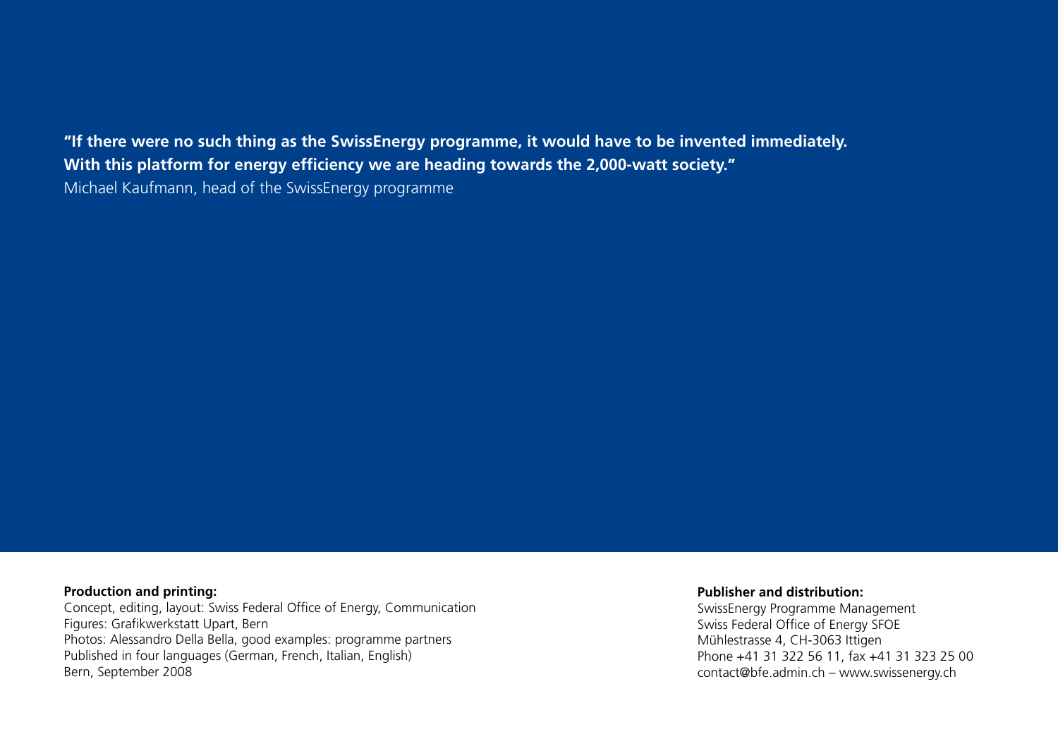**“If there were no such thing as the SwissEnergy programme, it would have to be invented immediately. With this platform for energy efficiency we are heading towards the 2,000-watt society.”**

Michael Kaufmann, head of the SwissEnergy programme

**Production and printing:**

Concept, editing, layout: Swiss Federal Office of Energy, Communication
Figures: Grafikwerkstatt Upart, Bern
Photos: Alessandro Della Bella, good examples: programme partners
Published in four languages (German, French, Italian, English)
Bern, September 2008

**Publisher and distribution:**

SwissEnergy Programme Management
Swiss Federal Office of Energy SFOE
Mühlestrasse 4, CH-3063 Ittigen
Phone +41 31 322 56 11, fax +41 31 323 25 00
contact@bfe.admin.ch – www.swissenergy.ch